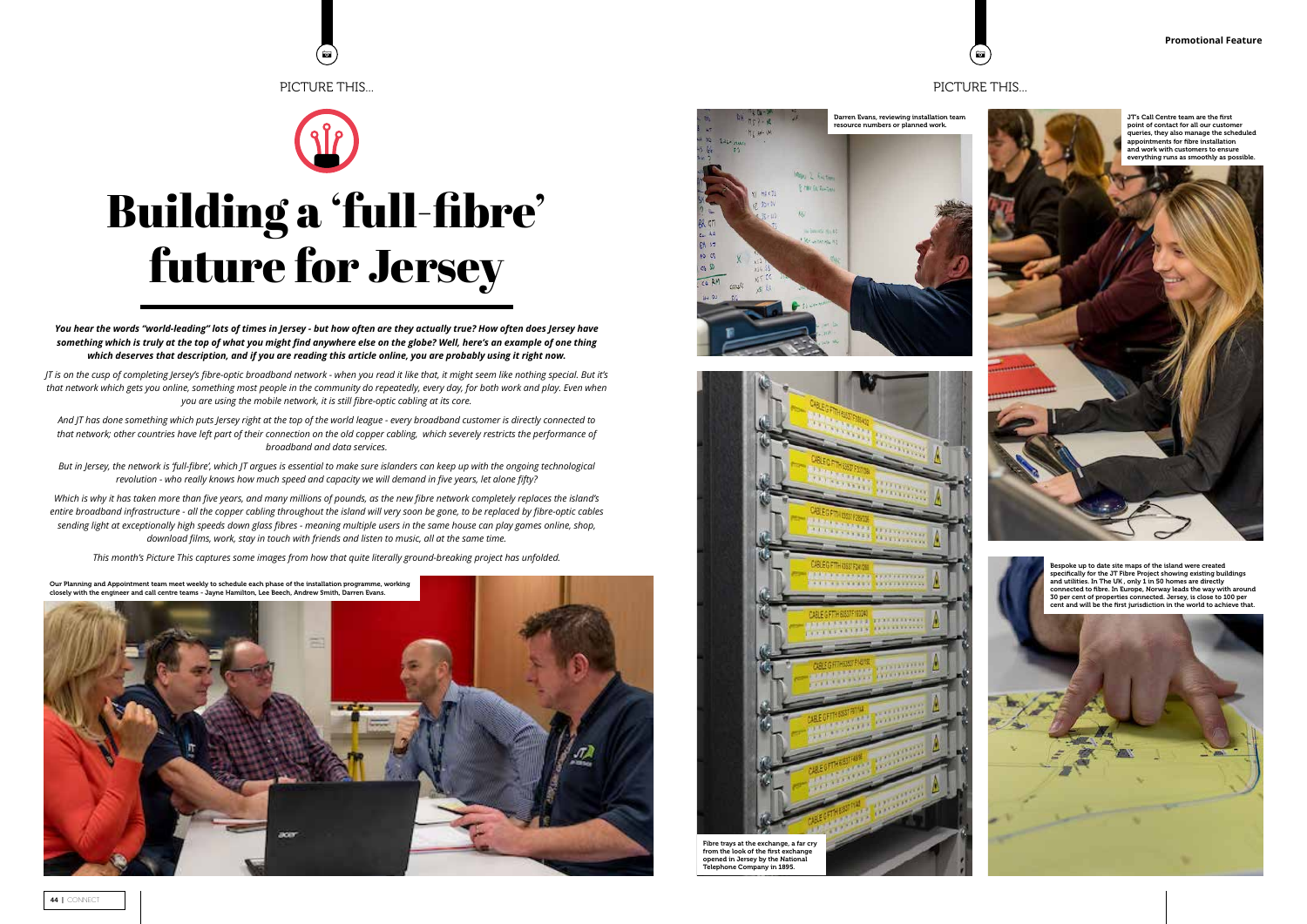PICTURE THIS...

# Building a 'full-fibre' future for Jersey

***You hear the words "world-leading" lots of times in Jersey - but how often are they actually true? How often does Jersey have something which is truly at the top of what you might find anywhere else on the globe? Well, here's an example of one thing which deserves that description, and if you are reading this article online, you are probably using it right now.***

*JT is on the cusp of completing Jersey's fibre-optic broadband network - when you read it like that, it might seem like nothing special. But it's that network which gets you online, something most people in the community do repeatedly, every day, for both work and play. Even when you are using the mobile network, it is still fibre-optic cabling at its core.*

*And JT has done something which puts Jersey right at the top of the world league - every broadband customer is directly connected to that network; other countries have left part of their connection on the old copper cabling, which severely restricts the performance of broadband and data services.*

*But in Jersey, the network is 'full-fibre', which JT argues is essential to make sure islanders can keep up with the ongoing technological revolution - who really knows how much speed and capacity we will demand in five years, let alone fifty?*

*Which is why it has taken more than five years, and many millions of pounds, as the new fibre network completely replaces the island's entire broadband infrastructure - all the copper cabling throughout the island will very soon be gone, to be replaced by fibre-optic cables sending light at exceptionally high speeds down glass fibres - meaning multiple users in the same house can play games online, shop, download films, work, stay in touch with friends and listen to music, all at the same time.*

*This month's Picture This captures some images from how that quite literally ground-breaking project has unfolded.*

**Our Planning and Appointment team meet weekly to schedule each phase of the installation programme, working closely with the engineer and call centre teams - Jayne Hamilton, Lee Beech, Andrew Smith, Darren Evans.**

**Darren Evans, reviewing installation team resource numbers or planned work.**

**Fibre trays at the exchange, a far cry from the look of the first exchange opened in Jersey by the National Telephone Company in 1895.**

**JT's Call Centre team are the first point of contact for all our customer queries, they also manage the scheduled appointments for fibre installation and work with customers to ensure everything runs as smoothly as possible.**

**Bespoke up to date site maps of the island were created specifically for the JT Fibre Project showing existing buildings and utilities. In The UK, only 1 in 50 homes are directly connected to fibre. In Europe, Norway leads the way with around 30 per cent of properties connected. Jersey, is close to 100 per cent and will be the first jurisdiction in the world to achieve that.**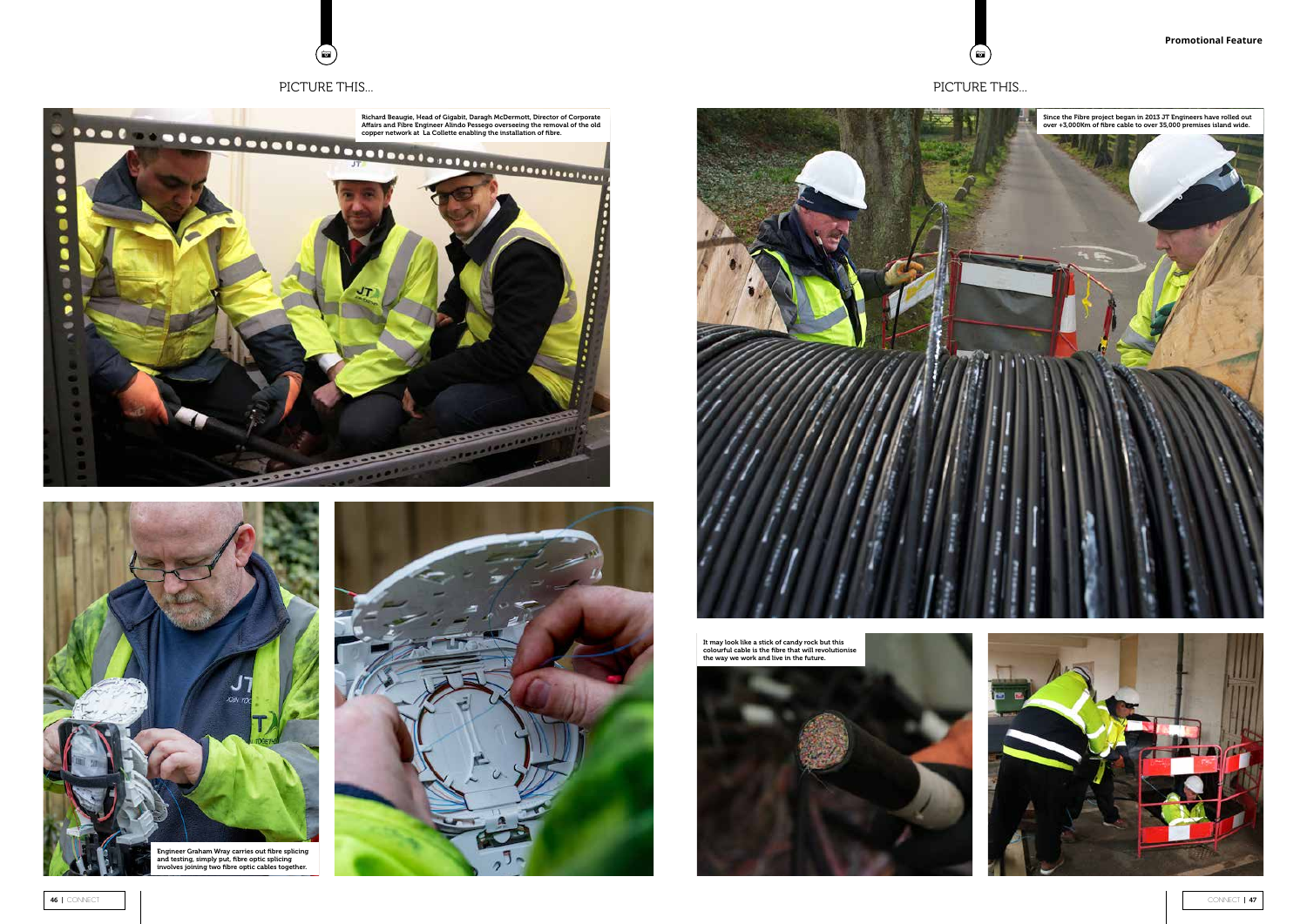# PICTURE THIS...

Richard Beaugie, Head of Gigabit, Daragh McDermott, Director of Corporate Affairs and Fibre Engineer Alindo Pessego overseeing the removal of the old copper network at La Collette enabling the installation of fibre.

Engineer Graham Wray carries out fibre splicing and testing, simply put, fibre optic splicing involves joining two fibre optic cables together.

**Promotional Feature**

# PICTURE THIS...

Since the Fibre project began in 2013 JT Engineers have rolled out over +3,000Km of fibre cable to over 35,000 premises island wide.

It may look like a stick of candy rock but this colourful cable is the fibre that will revolutionise the way we work and live in the future.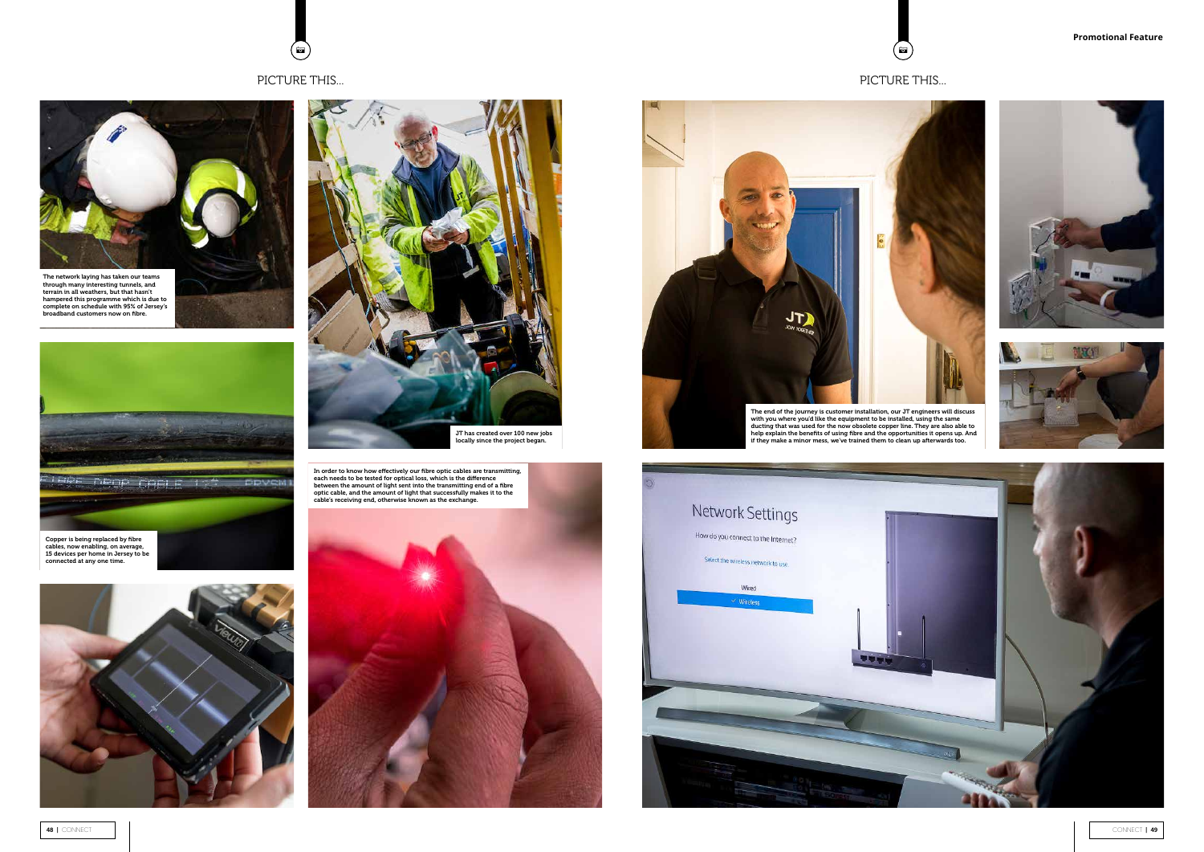PICTURE THIS...

The network laying has taken our teams through many interesting tunnels, and terrain in all weathers, but that hasn't hampered this programme which is due to complete on schedule with 95% of Jersey's broadband customers now on fibre.

JT has created over 100 new jobs locally since the project began.

Copper is being replaced by fibre cables, now enabling, on average, 15 devices per home in Jersey to be connected at any one time.

In order to know how effectively our fibre optic cables are transmitting, each needs to be tested for optical loss, which is the difference between the amount of light sent into the transmitting end of a fibre optic cable, and the amount of light that successfully makes it to the cable's receiving end, otherwise known as the exchange.

PICTURE THIS...

The end of the journey is customer installation, our JT engineers will discuss with you where you'd like the equipment to be installed, using the same ducting that was used for the now obsolete copper line. They are also able to help explain the benefits of using fibre and the opportunities it opens up. And if they make a minor mess, we've trained them to clean up afterwards too.